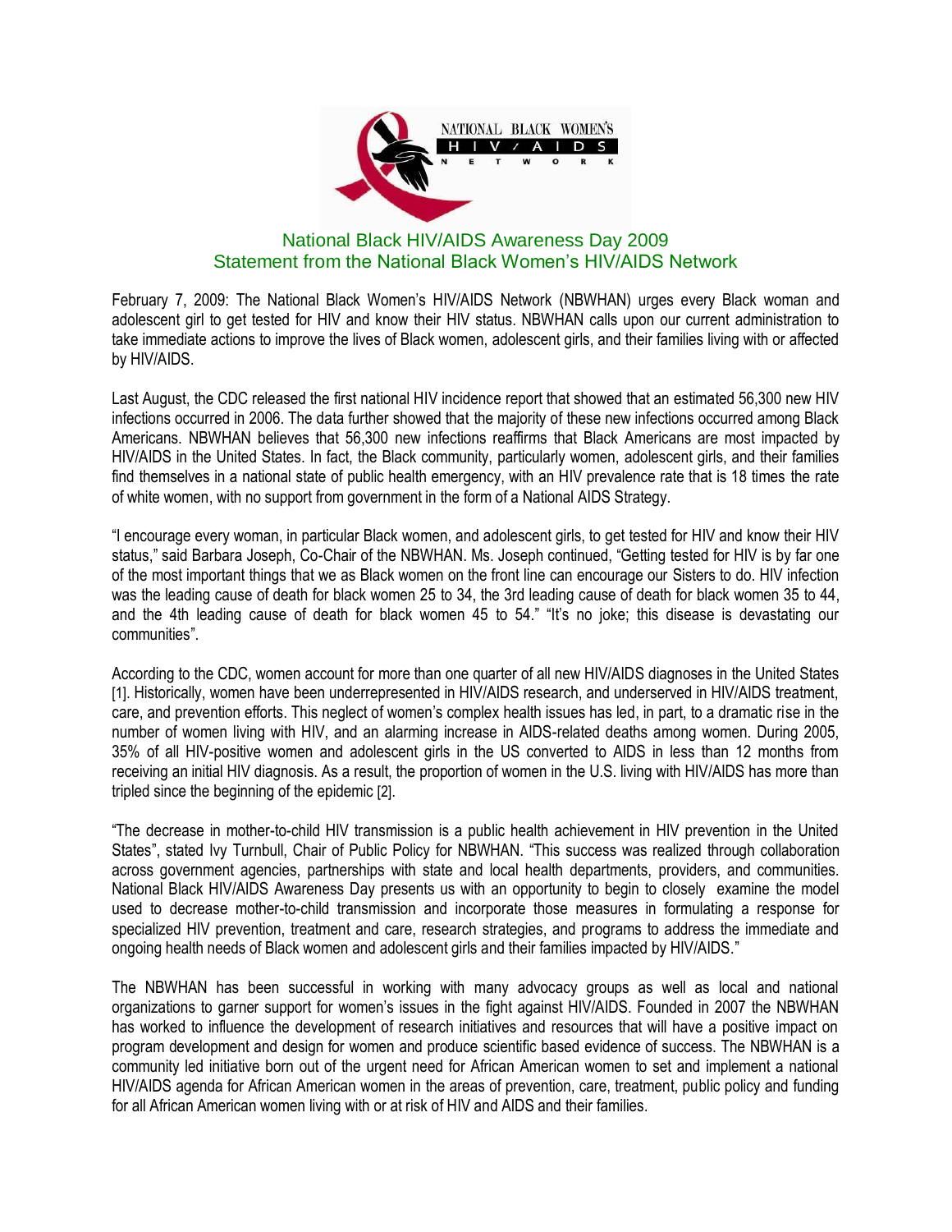NATIONAL BLACK WOMEN'S HIV/AIDS NETWORK

## National Black HIV/AIDS Awareness Day 2009
## Statement from the National Black Women's HIV/AIDS Network

February 7, 2009: The National Black Women's HIV/AIDS Network (NBWHAN) urges every Black woman and adolescent girl to get tested for HIV and know their HIV status. NBWHAN calls upon our current administration to take immediate actions to improve the lives of Black women, adolescent girls, and their families living with or affected by HIV/AIDS.

Last August, the CDC released the first national HIV incidence report that showed that an estimated 56,300 new HIV infections occurred in 2006. The data further showed that the majority of these new infections occurred among Black Americans. NBWHAN believes that 56,300 new infections reaffirms that Black Americans are most impacted by HIV/AIDS in the United States. In fact, the Black community, particularly women, adolescent girls, and their families find themselves in a national state of public health emergency, with an HIV prevalence rate that is 18 times the rate of white women, with no support from government in the form of a National AIDS Strategy.

"I encourage every woman, in particular Black women, and adolescent girls, to get tested for HIV and know their HIV status," said Barbara Joseph, Co-Chair of the NBWHAN. Ms. Joseph continued, "Getting tested for HIV is by far one of the most important things that we as Black women on the front line can encourage our Sisters to do. HIV infection was the leading cause of death for black women 25 to 34, the 3rd leading cause of death for black women 35 to 44, and the 4th leading cause of death for black women 45 to 54." "It's no joke; this disease is devastating our communities".

According to the CDC, women account for more than one quarter of all new HIV/AIDS diagnoses in the United States [1]. Historically, women have been underrepresented in HIV/AIDS research, and underserved in HIV/AIDS treatment, care, and prevention efforts. This neglect of women's complex health issues has led, in part, to a dramatic rise in the number of women living with HIV, and an alarming increase in AIDS-related deaths among women. During 2005, 35% of all HIV-positive women and adolescent girls in the US converted to AIDS in less than 12 months from receiving an initial HIV diagnosis. As a result, the proportion of women in the U.S. living with HIV/AIDS has more than tripled since the beginning of the epidemic [2].

"The decrease in mother-to-child HIV transmission is a public health achievement in HIV prevention in the United States", stated Ivy Turnbull, Chair of Public Policy for NBWHAN. "This success was realized through collaboration across government agencies, partnerships with state and local health departments, providers, and communities. National Black HIV/AIDS Awareness Day presents us with an opportunity to begin to closely examine the model used to decrease mother-to-child transmission and incorporate those measures in formulating a response for specialized HIV prevention, treatment and care, research strategies, and programs to address the immediate and ongoing health needs of Black women and adolescent girls and their families impacted by HIV/AIDS."

The NBWHAN has been successful in working with many advocacy groups as well as local and national organizations to garner support for women's issues in the fight against HIV/AIDS. Founded in 2007 the NBWHAN has worked to influence the development of research initiatives and resources that will have a positive impact on program development and design for women and produce scientific based evidence of success. The NBWHAN is a community led initiative born out of the urgent need for African American women to set and implement a national HIV/AIDS agenda for African American women in the areas of prevention, care, treatment, public policy and funding for all African American women living with or at risk of HIV and AIDS and their families.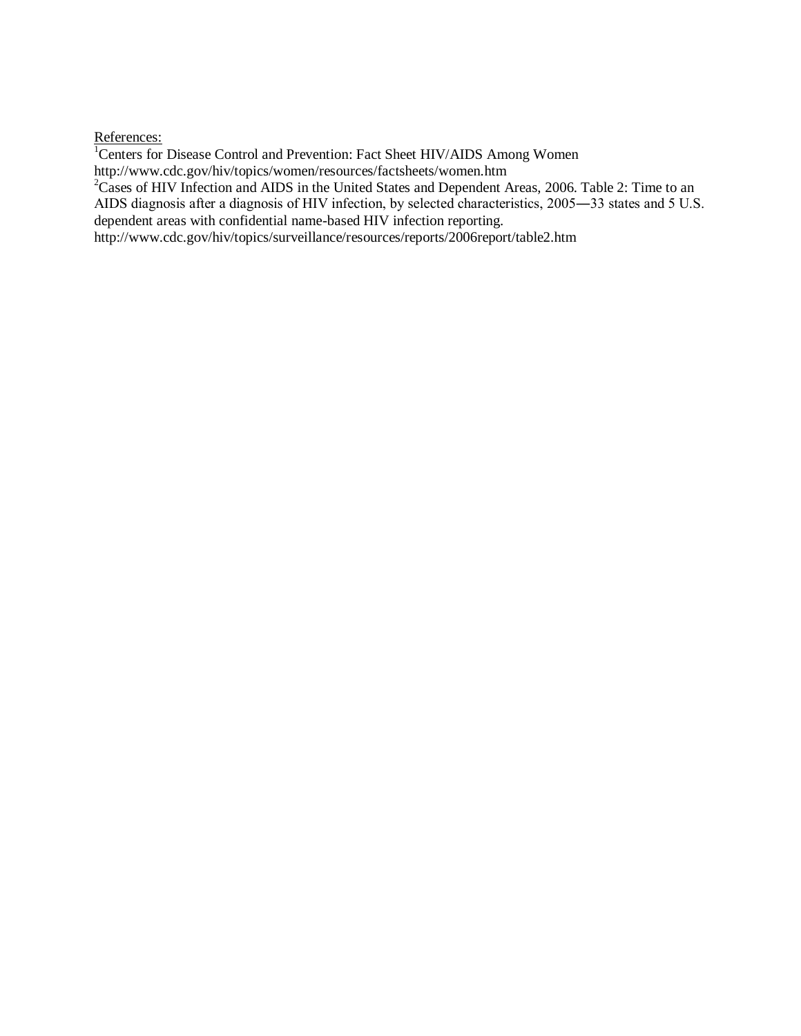References:

[1]Centers for Disease Control and Prevention: Fact Sheet HIV/AIDS Among Women
http://www.cdc.gov/hiv/topics/women/resources/factsheets/women.htm

[2]Cases of HIV Infection and AIDS in the United States and Dependent Areas, 2006. Table 2: Time to an AIDS diagnosis after a diagnosis of HIV infection, by selected characteristics, 2005―33 states and 5 U.S. dependent areas with confidential name-based HIV infection reporting.
http://www.cdc.gov/hiv/topics/surveillance/resources/reports/2006report/table2.htm